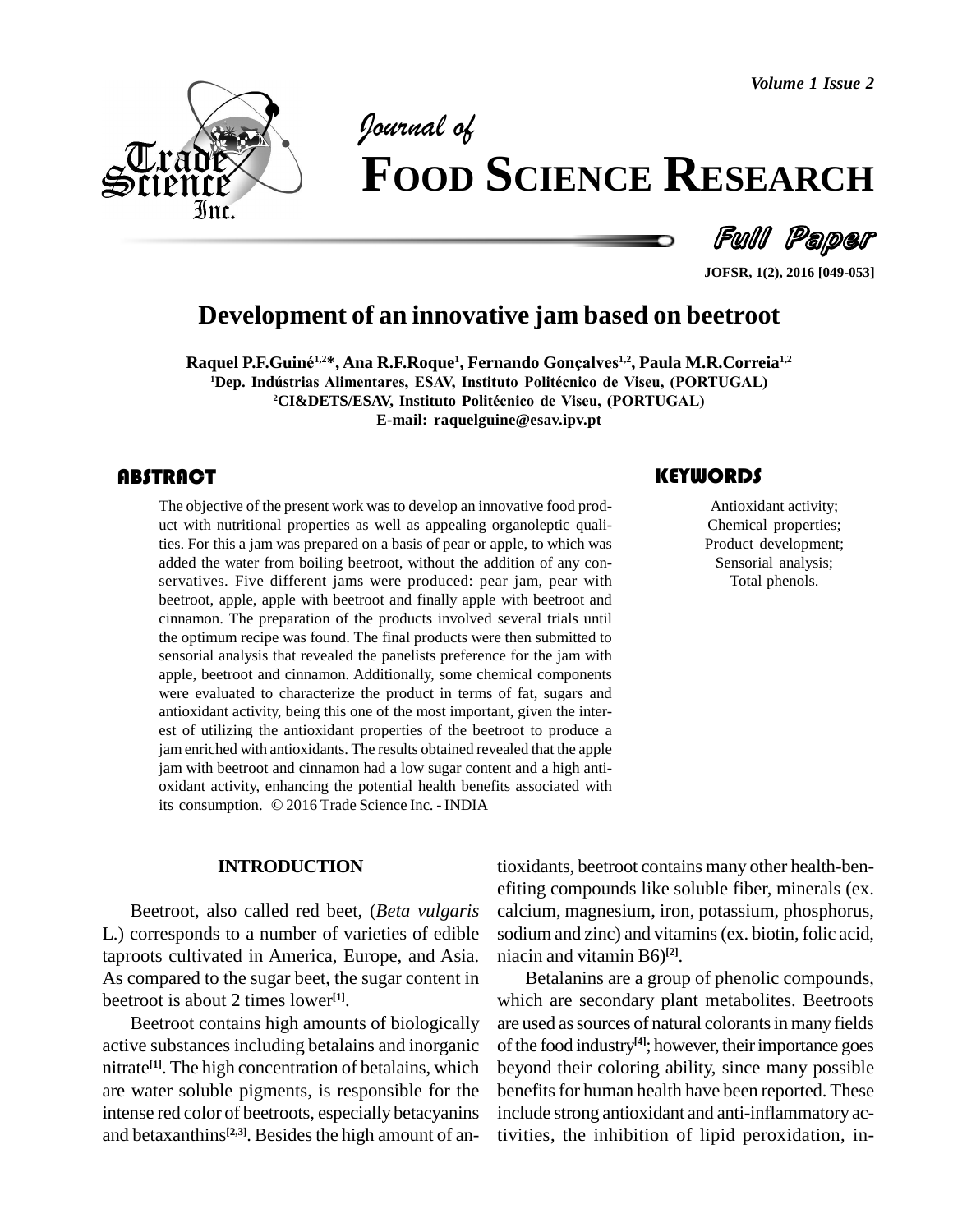# Development of an innovative jam based on beetroot

**Raquel P.F.Guiné[1,2]*, Ana R.F.Roque[1], Fernando Gonçalves[1,2], Paula M.R.Correia[1,2]**

[1]Dep. Indústrias Alimentares, ESAV, Instituto Politécnico de Viseu, (PORTUGAL)

[2]CI&DETS/ESAV, Instituto Politécnico de Viseu, (PORTUGAL)

E-mail: raquelguine@esav.ipv.pt

## ABSTRACT

The objective of the present work was to develop an innovative food product with nutritional properties as well as appealing organoleptic qualities. For this a jam was prepared on a basis of pear or apple, to which was added the water from boiling beetroot, without the addition of any conservatives. Five different jams were produced: pear jam, pear with beetroot, apple, apple with beetroot and finally apple with beetroot and cinnamon. The preparation of the products involved several trials until the optimum recipe was found. The final products were then submitted to sensorial analysis that revealed the panelists preference for the jam with apple, beetroot and cinnamon. Additionally, some chemical components were evaluated to characterize the product in terms of fat, sugars and antioxidant activity, being this one of the most important, given the interest of utilizing the antioxidant properties of the beetroot to produce a jam enriched with antioxidants. The results obtained revealed that the apple jam with beetroot and cinnamon had a low sugar content and a high antioxidant activity, enhancing the potential health benefits associated with its consumption. © 2016 Trade Science Inc. - INDIA

## KEYWORDS

Antioxidant activity;
Chemical properties;
Product development;
Sensorial analysis;
Total phenols.

## INTRODUCTION

Beetroot, also called red beet, (*Beta vulgaris* L.) corresponds to a number of varieties of edible taproots cultivated in America, Europe, and Asia. As compared to the sugar beet, the sugar content in beetroot is about 2 times lower[1].

Beetroot contains high amounts of biologically active substances including betalains and inorganic nitrate[1]. The high concentration of betalains, which are water soluble pigments, is responsible for the intense red color of beetroots, especially betacyanins and betaxanthins[2,3]. Besides the high amount of antioxidants, beetroot contains many other health-benefiting compounds like soluble fiber, minerals (ex. calcium, magnesium, iron, potassium, phosphorus, sodium and zinc) and vitamins (ex. biotin, folic acid, niacin and vitamin B6)[2].

Betalanins are a group of phenolic compounds, which are secondary plant metabolites. Beetroots are used as sources of natural colorants in many fields of the food industry[4]; however, their importance goes beyond their coloring ability, since many possible benefits for human health have been reported. These include strong antioxidant and anti-inflammatory activities, the inhibition of lipid peroxidation, in-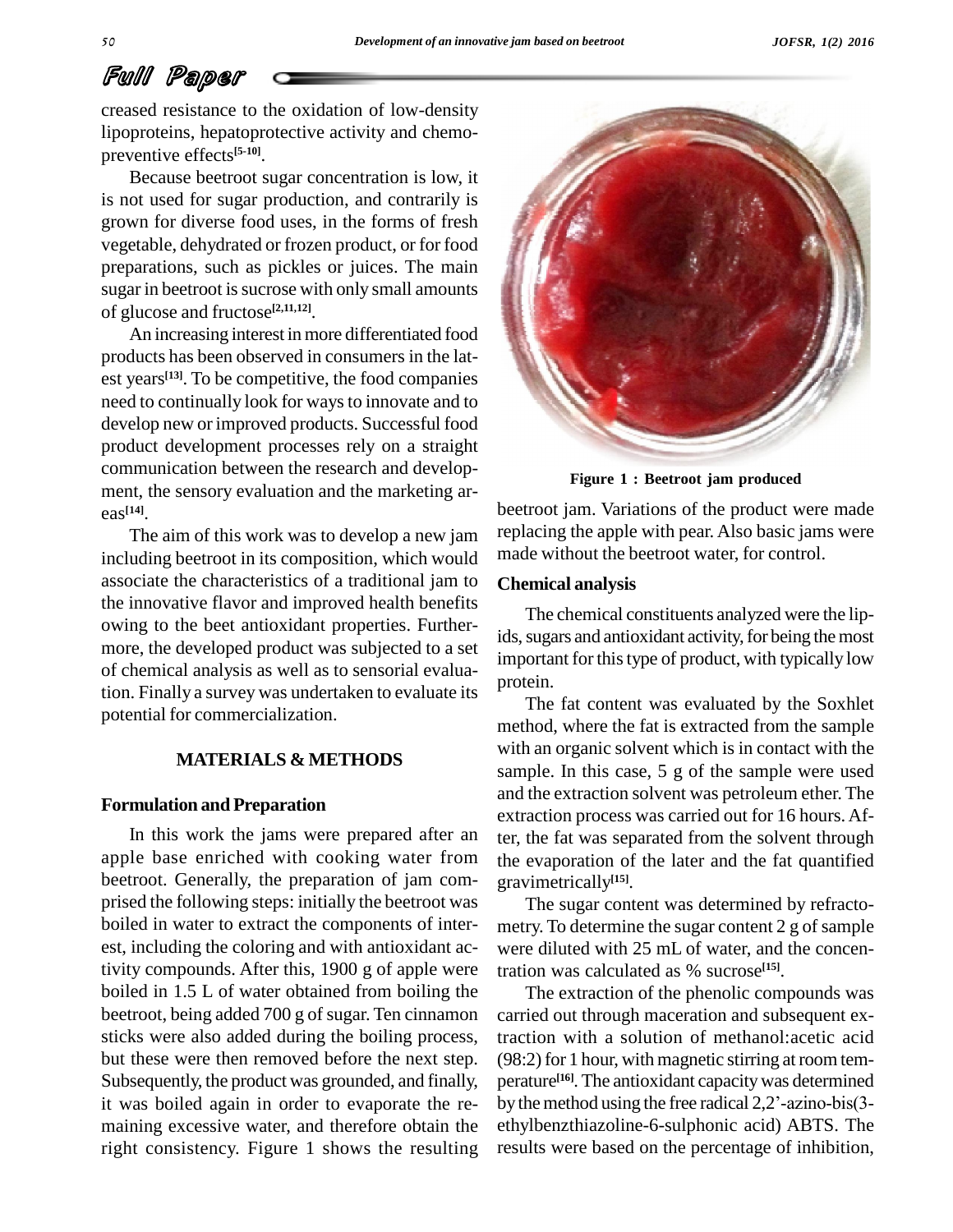creased resistance to the oxidation of low-density lipoproteins, hepatoprotective activity and chemo-preventive effects[5-10].

Because beetroot sugar concentration is low, it is not used for sugar production, and contrarily is grown for diverse food uses, in the forms of fresh vegetable, dehydrated or frozen product, or for food preparations, such as pickles or juices. The main sugar in beetroot is sucrose with only small amounts of glucose and fructose[2,11,12].

An increasing interest in more differentiated food products has been observed in consumers in the latest years[13]. To be competitive, the food companies need to continually look for ways to innovate and to develop new or improved products. Successful food product development processes rely on a straight communication between the research and development, the sensory evaluation and the marketing areas[14].

The aim of this work was to develop a new jam including beetroot in its composition, which would associate the characteristics of a traditional jam to the innovative flavor and improved health benefits owing to the beet antioxidant properties. Furthermore, the developed product was subjected to a set of chemical analysis as well as to sensorial evaluation. Finally a survey was undertaken to evaluate its potential for commercialization.

## MATERIALS & METHODS

### Formulation and Preparation

In this work the jams were prepared after an apple base enriched with cooking water from beetroot. Generally, the preparation of jam comprised the following steps: initially the beetroot was boiled in water to extract the components of interest, including the coloring and with antioxidant activity compounds. After this, 1900 g of apple were boiled in 1.5 L of water obtained from boiling the beetroot, being added 700 g of sugar. Ten cinnamon sticks were also added during the boiling process, but these were then removed before the next step. Subsequently, the product was grounded, and finally, it was boiled again in order to evaporate the remaining excessive water, and therefore obtain the right consistency. Figure 1 shows the resulting beetroot jam. Variations of the product were made replacing the apple with pear. Also basic jams were made without the beetroot water, for control.

Figure 1 : Beetroot jam produced

### Chemical analysis

The chemical constituents analyzed were the lipids, sugars and antioxidant activity, for being the most important for this type of product, with typically low protein.

The fat content was evaluated by the Soxhlet method, where the fat is extracted from the sample with an organic solvent which is in contact with the sample. In this case, 5 g of the sample were used and the extraction solvent was petroleum ether. The extraction process was carried out for 16 hours. After, the fat was separated from the solvent through the evaporation of the later and the fat quantified gravimetrically[15].

The sugar content was determined by refractometry. To determine the sugar content 2 g of sample were diluted with 25 mL of water, and the concentration was calculated as % sucrose[15].

The extraction of the phenolic compounds was carried out through maceration and subsequent extraction with a solution of methanol:acetic acid (98:2) for 1 hour, with magnetic stirring at room temperature[16]. The antioxidant capacity was determined by the method using the free radical 2,2'-azino-bis(3-ethylbenzthiazoline-6-sulphonic acid) ABTS. The results were based on the percentage of inhibition,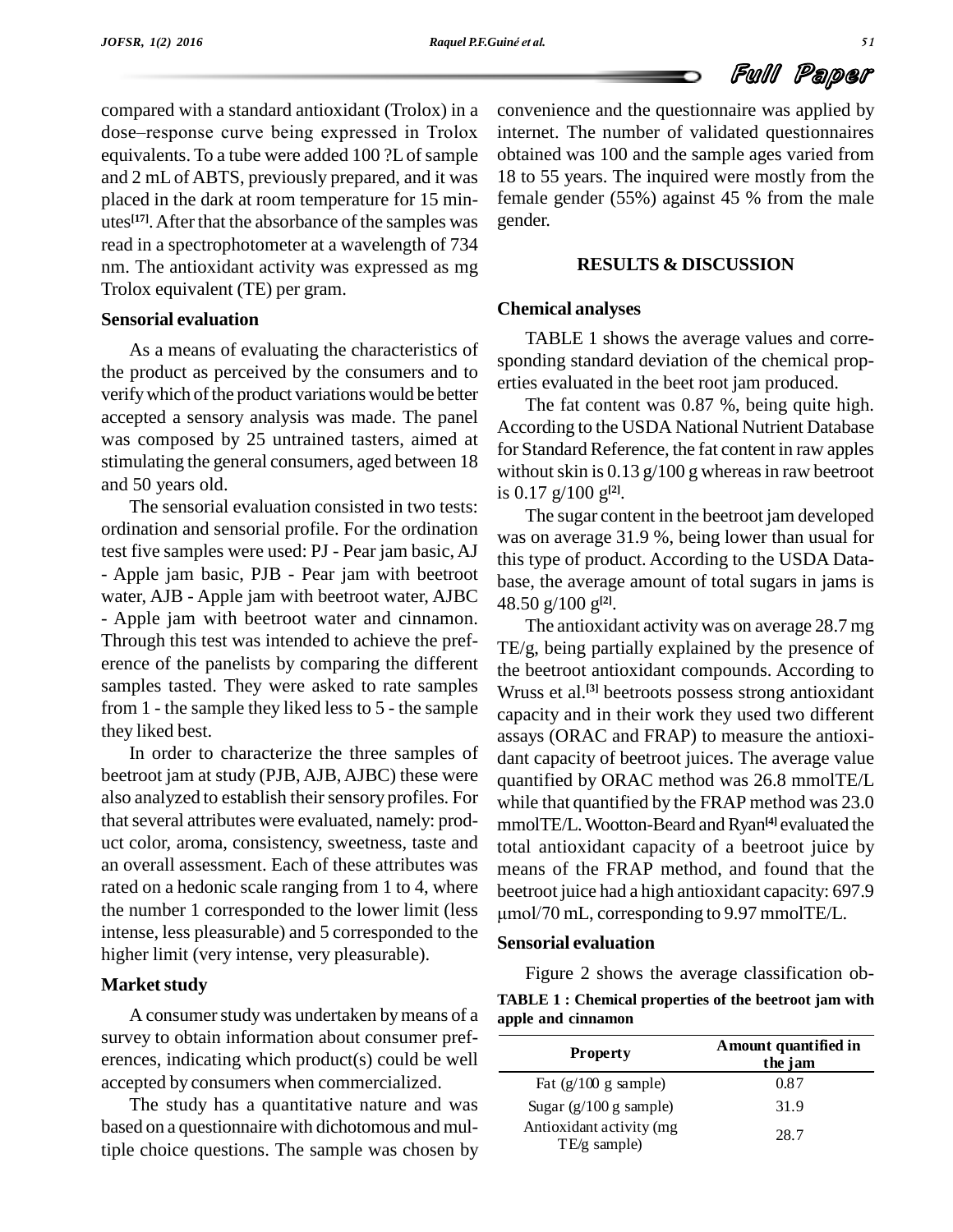compared with a standard antioxidant (Trolox) in a dose–response curve being expressed in Trolox equivalents. To a tube were added 100 ?L of sample and 2 mL of ABTS, previously prepared, and it was placed in the dark at room temperature for 15 minutes[17]. After that the absorbance of the samples was read in a spectrophotometer at a wavelength of 734 nm. The antioxidant activity was expressed as mg Trolox equivalent (TE) per gram.

### Sensorial evaluation

As a means of evaluating the characteristics of the product as perceived by the consumers and to verify which of the product variations would be better accepted a sensory analysis was made. The panel was composed by 25 untrained tasters, aimed at stimulating the general consumers, aged between 18 and 50 years old.

The sensorial evaluation consisted in two tests: ordination and sensorial profile. For the ordination test five samples were used: PJ - Pear jam basic, AJ - Apple jam basic, PJB - Pear jam with beetroot water, AJB - Apple jam with beetroot water, AJBC - Apple jam with beetroot water and cinnamon. Through this test was intended to achieve the preference of the panelists by comparing the different samples tasted. They were asked to rate samples from 1 - the sample they liked less to 5 - the sample they liked best.

In order to characterize the three samples of beetroot jam at study (PJB, AJB, AJBC) these were also analyzed to establish their sensory profiles. For that several attributes were evaluated, namely: product color, aroma, consistency, sweetness, taste and an overall assessment. Each of these attributes was rated on a hedonic scale ranging from 1 to 4, where the number 1 corresponded to the lower limit (less intense, less pleasurable) and 5 corresponded to the higher limit (very intense, very pleasurable).

### Market study

A consumer study was undertaken by means of a survey to obtain information about consumer preferences, indicating which product(s) could be well accepted by consumers when commercialized.

The study has a quantitative nature and was based on a questionnaire with dichotomous and multiple choice questions. The sample was chosen by convenience and the questionnaire was applied by internet. The number of validated questionnaires obtained was 100 and the sample ages varied from 18 to 55 years. The inquired were mostly from the female gender (55%) against 45 % from the male gender.

## RESULTS & DISCUSSION

### Chemical analyses

TABLE 1 shows the average values and corresponding standard deviation of the chemical properties evaluated in the beet root jam produced.

The fat content was 0.87 %, being quite high. According to the USDA National Nutrient Database for Standard Reference, the fat content in raw apples without skin is 0.13 g/100 g whereas in raw beetroot is 0.17 g/100 g[2].

The sugar content in the beetroot jam developed was on average 31.9 %, being lower than usual for this type of product. According to the USDA Database, the average amount of total sugars in jams is 48.50 g/100 g[2].

The antioxidant activity was on average 28.7 mg TE/g, being partially explained by the presence of the beetroot antioxidant compounds. According to Wruss et al.[3] beetroots possess strong antioxidant capacity and in their work they used two different assays (ORAC and FRAP) to measure the antioxidant capacity of beetroot juices. The average value quantified by ORAC method was 26.8 mmolTE/L while that quantified by the FRAP method was 23.0 mmolTE/L. Wootton-Beard and Ryan[4] evaluated the total antioxidant capacity of a beetroot juice by means of the FRAP method, and found that the beetroot juice had a high antioxidant capacity: 697.9 µmol/70 mL, corresponding to 9.97 mmolTE/L.

### Sensorial evaluation

Figure 2 shows the average classification ob-

**TABLE 1 : Chemical properties of the beetroot jam with apple and cinnamon**

| Property | Amount quantified in the jam |
|---|---|
| Fat (g/100 g sample) | 0.87 |
| Sugar (g/100 g sample) | 31.9 |
| Antioxidant activity (mg TE/g sample) | 28.7 |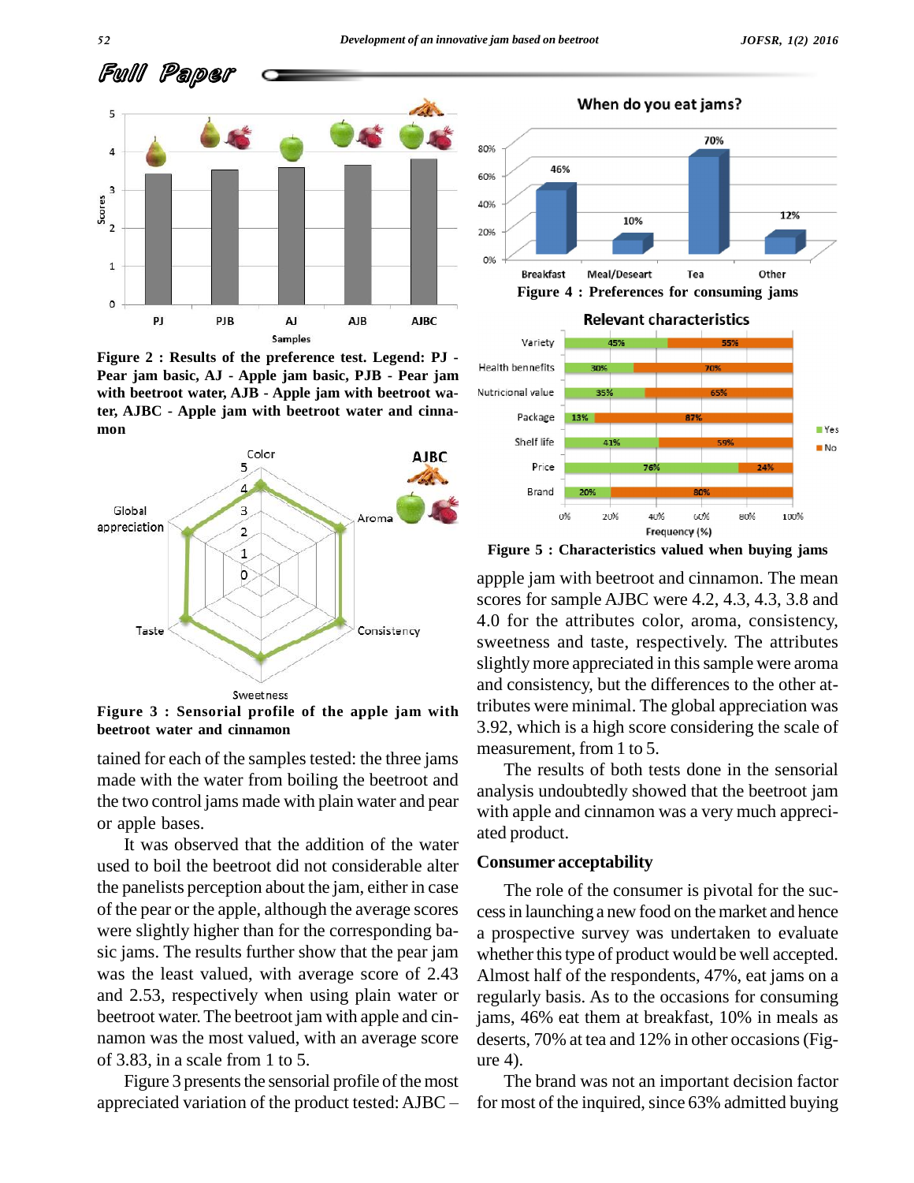## Full Paper

5
4
3
2
1
0
Scores
PJ PJB AJ AJB AJBC
Samples

**Figure 2 : Results of the preference test. Legend: PJ - Pear jam basic, AJ - Apple jam basic, PJB - Pear jam with beetroot water, AJB - Apple jam with beetroot water, AJBC - Apple jam with beetroot water and cinnamon**

Color
AJBC
5
4
3
2
1
0
Global appreciation
Aroma
Taste
Consistency
Sweetness

**Figure 3 : Sensorial profile of the apple jam with beetroot water and cinnamon**

tained for each of the samples tested: the three jams made with the water from boiling the beetroot and the two control jams made with plain water and pear or apple bases.

It was observed that the addition of the water used to boil the beetroot did not considerable alter the panelists perception about the jam, either in case of the pear or the apple, although the average scores were slightly higher than for the corresponding basic jams. The results further show that the pear jam was the least valued, with average score of 2.43 and 2.53, respectively when using plain water or beetroot water. The beetroot jam with apple and cinnamon was the most valued, with an average score of 3.83, in a scale from 1 to 5.

Figure 3 presents the sensorial profile of the most appreciated variation of the product tested: AJBC – appple jam with beetroot and cinnamon. The mean scores for sample AJBC were 4.2, 4.3, 4.3, 3.8 and 4.0 for the attributes color, aroma, consistency, sweetness and taste, respectively. The attributes slightly more appreciated in this sample were aroma and consistency, but the differences to the other attributes were minimal. The global appreciation was 3.92, which is a high score considering the scale of measurement, from 1 to 5.

When do you eat jams?
80%
60%
40%
20%
0%
46%
10%
70%
12%
Breakfast Meal/Deseart Tea Other

**Figure 4 : Preferences for consuming jams**

Relevant characteristics
Variety 45% 55%
Health bennefits 30% 70%
Nutricional value 35% 65%
Package 13% 87%
Shelf life 41% 59%
Price 76% 24%
Brand 20% 80%
Yes
No
0% 20% 40% 60% 80% 100%
Frequency (%)

**Figure 5 : Characteristics valued when buying jams**

The results of both tests done in the sensorial analysis undoubtedly showed that the beetroot jam with apple and cinnamon was a very much appreciated product.

### Consumer acceptability

The role of the consumer is pivotal for the success in launching a new food on the market and hence a prospective survey was undertaken to evaluate whether this type of product would be well accepted. Almost half of the respondents, 47%, eat jams on a regular basis. As to the occasions for consuming jams, 46% eat them at breakfast, 10% in meals as deserts, 70% at tea and 12% in other occasions (Figure 4).

The brand was not an important decision factor for most of the inquired, since 63% admitted buying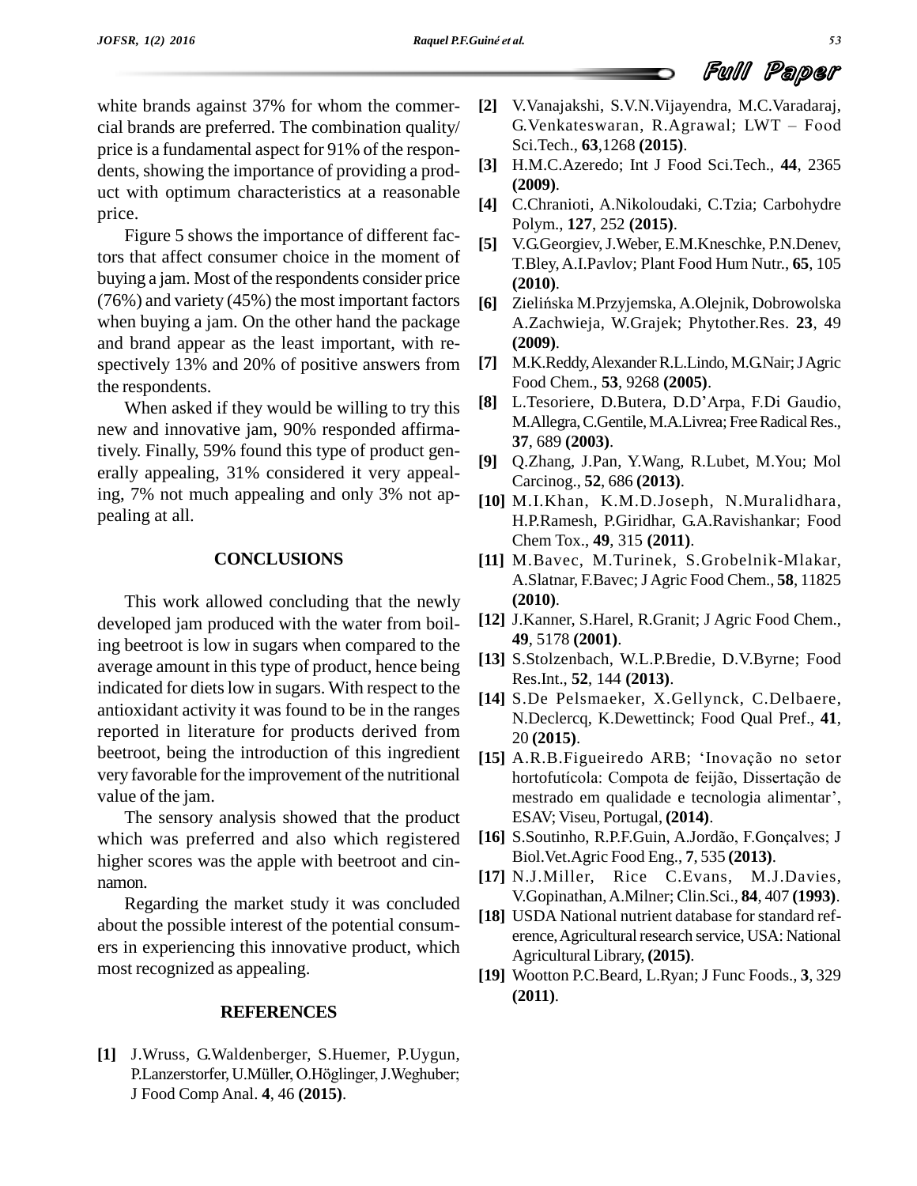white brands against 37% for whom the commercial brands are preferred. The combination quality/price is a fundamental aspect for 91% of the respondents, showing the importance of providing a product with optimum characteristics at a reasonable price.

Figure 5 shows the importance of different factors that affect consumer choice in the moment of buying a jam. Most of the respondents consider price (76%) and variety (45%) the most important factors when buying a jam. On the other hand the package and brand appear as the least important, with respectively 13% and 20% of positive answers from the respondents.

When asked if they would be willing to try this new and innovative jam, 90% responded affirmatively. Finally, 59% found this type of product generally appealing, 31% considered it very appealing, 7% not much appealing and only 3% not appealing at all.

## CONCLUSIONS

This work allowed concluding that the newly developed jam produced with the water from boiling beetroot is low in sugars when compared to the average amount in this type of product, hence being indicated for diets low in sugars. With respect to the antioxidant activity it was found to be in the ranges reported in literature for products derived from beetroot, being the introduction of this ingredient very favorable for the improvement of the nutritional value of the jam.

The sensory analysis showed that the product which was preferred and also which registered higher scores was the apple with beetroot and cinnamon.

Regarding the market study it was concluded about the possible interest of the potential consumers in experiencing this innovative product, which most recognized as appealing.

## REFERENCES

**[1]** J.Wruss, G.Waldenberger, S.Huemer, P.Uygun, P.Lanzerstorfer, U.Müller, O.Höglinger, J.Weghuber; J Food Comp Anal. **4**, 46 **(2015)**.

**[2]** V.Vanajakshi, S.V.N.Vijayendra, M.C.Varadaraj, G.Venkateswaran, R.Agrawal; LWT – Food Sci.Tech., **63**,1268 **(2015)**.

**[3]** H.M.C.Azeredo; Int J Food Sci.Tech., **44**, 2365 **(2009)**.

**[4]** C.Chranioti, A.Nikoloudaki, C.Tzia; Carbohydre Polym., **127**, 252 **(2015)**.

**[5]** V.G.Georgiev, J.Weber, E.M.Kneschke, P.N.Denev, T.Bley, A.I.Pavlov; Plant Food Hum Nutr., **65**, 105 **(2010)**.

**[6]** Zielińska M.Przyjemska, A.Olejnik, Dobrowolska A.Zachwieja, W.Grajek; Phytother.Res. **23**, 49 **(2009)**.

**[7]** M.K.Reddy, Alexander R.L.Lindo, M.G.Nair; J Agric Food Chem., **53**, 9268 **(2005)**.

**[8]** L.Tesoriere, D.Butera, D.D'Arpa, F.Di Gaudio, M.Allegra, C.Gentile, M.A.Livrea; Free Radical Res., **37**, 689 **(2003)**.

**[9]** Q.Zhang, J.Pan, Y.Wang, R.Lubet, M.You; Mol Carcinog., **52**, 686 **(2013)**.

**[10]** M.I.Khan, K.M.D.Joseph, N.Muralidhara, H.P.Ramesh, P.Giridhar, G.A.Ravishankar; Food Chem Tox., **49**, 315 **(2011)**.

**[11]** M.Bavec, M.Turinek, S.Grobelnik-Mlakar, A.Slatnar, F.Bavec; J Agric Food Chem., **58**, 11825 **(2010)**.

**[12]** J.Kanner, S.Harel, R.Granit; J Agric Food Chem., **49**, 5178 **(2001)**.

**[13]** S.Stolzenbach, W.L.P.Bredie, D.V.Byrne; Food Res.Int., **52**, 144 **(2013)**.

**[14]** S.De Pelsmaeker, X.Gellynck, C.Delbaere, N.Declercq, K.Dewettinck; Food Qual Pref., **41**, 20 **(2015)**.

**[15]** A.R.B.Figueiredo ARB; 'Inovação no setor hortofutícola: Compota de feijão, Dissertação de mestrado em qualidade e tecnologia alimentar', ESAV; Viseu, Portugal, **(2014)**.

**[16]** S.Soutinho, R.P.F.Guin, A.Jordão, F.Gonçalves; J Biol.Vet.Agric Food Eng., **7**, 535 **(2013)**.

**[17]** N.J.Miller, Rice C.Evans, M.J.Davies, V.Gopinathan, A.Milner; Clin.Sci., **84**, 407 **(1993)**.

**[18]** USDA National nutrient database for standard reference, Agricultural research service, USA: National Agricultural Library, **(2015)**.

**[19]** Wootton P.C.Beard, L.Ryan; J Func Foods., **3**, 329 **(2011)**.